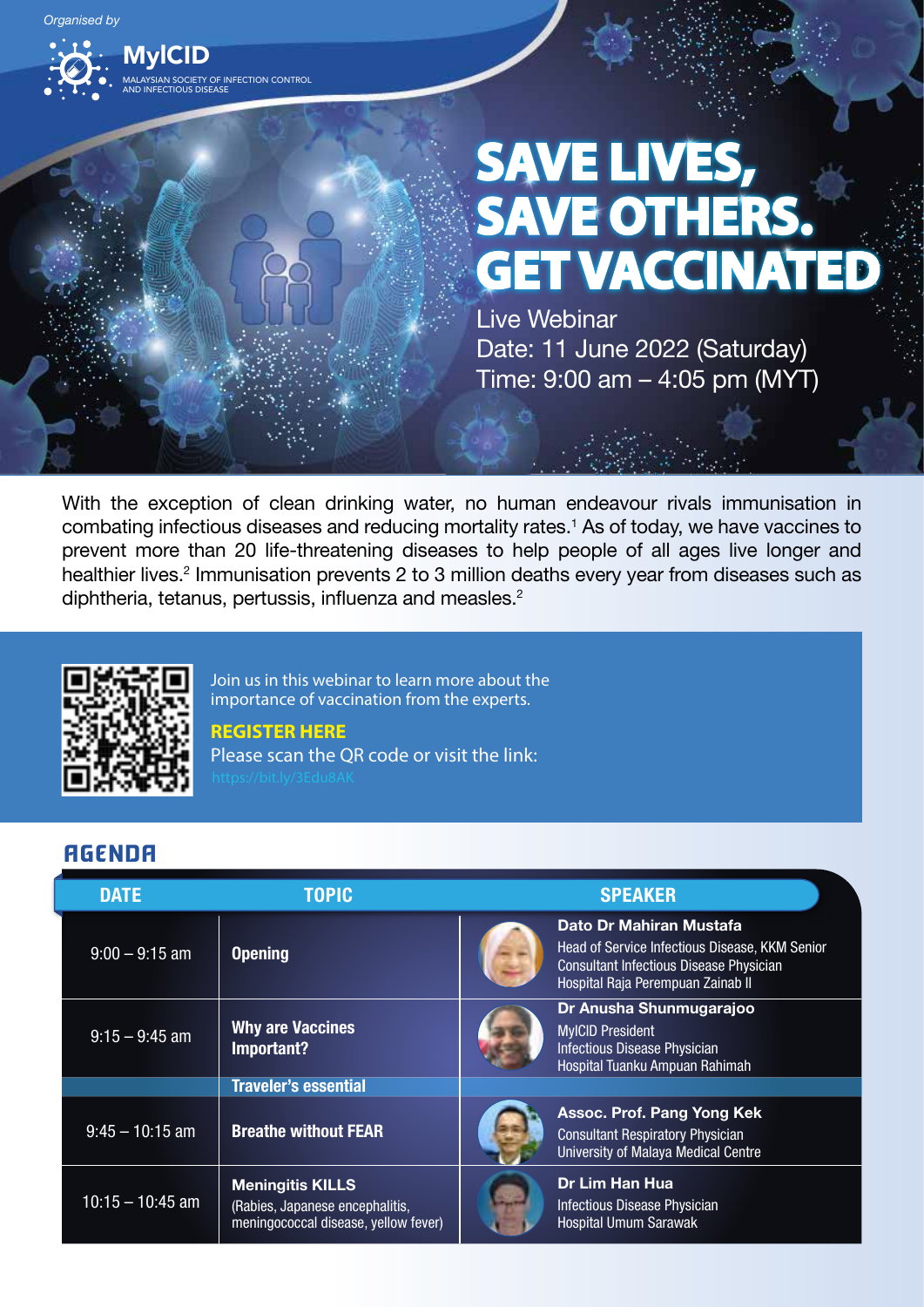*Organised by*

**MyICID**
MALAYSIAN SOCIETY OF INFECTION CONTROL AND INFECTIOUS DISEASE

# SAVE LIVES, SAVE OTHERS. GET VACCINATED

Live Webinar
Date: 11 June 2022 (Saturday)
Time: 9:00 am – 4:05 pm (MYT)

With the exception of clean drinking water, no human endeavour rivals immunisation in combating infectious diseases and reducing mortality rates.[1] As of today, we have vaccines to prevent more than 20 life-threatening diseases to help people of all ages live longer and healthier lives.[2] Immunisation prevents 2 to 3 million deaths every year from diseases such as diphtheria, tetanus, pertussis, influenza and measles.[2]

Join us in this webinar to learn more about the importance of vaccination from the experts.

**REGISTER HERE**
Please scan the QR code or visit the link:
https://bit.ly/3Edu8AK

## AGENDA

| DATE | TOPIC | SPEAKER |
|---|---|---|
| 9:00 – 9:15 am | **Opening** | **Dato Dr Mahiran Mustafa**<br>Head of Service Infectious Disease, KKM Senior Consultant Infectious Disease Physician<br>Hospital Raja Perempuan Zainab II |
| 9:15 – 9:45 am | **Why are Vaccines Important?** | **Dr Anusha Shunmugarajoo**<br>MyICID President<br>Infectious Disease Physician<br>Hospital Tuanku Ampuan Rahimah |
| | **Traveler's essential** | |
| 9:45 – 10:15 am | **Breathe without FEAR** | **Assoc. Prof. Pang Yong Kek**<br>Consultant Respiratory Physician<br>University of Malaya Medical Centre |
| 10:15 – 10:45 am | **Meningitis KILLS**<br>(Rabies, Japanese encephalitis, meningococcal disease, yellow fever) | **Dr Lim Han Hua**<br>Infectious Disease Physician<br>Hospital Umum Sarawak |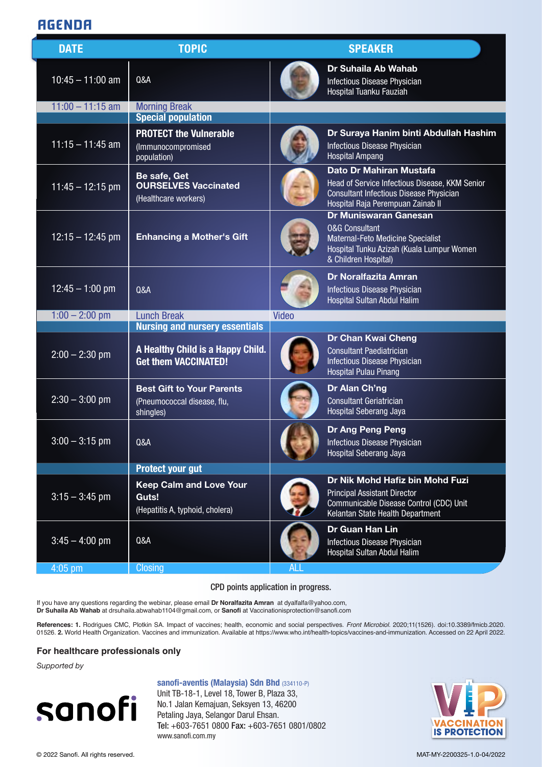## AGENDA

| DATE | TOPIC | SPEAKER |
|---|---|---|
| 10:45 – 11:00 am | Q&A | **Dr Suhaila Ab Wahab** Infectious Disease Physician Hospital Tuanku Fauziah |
| 11:00 – 11:15 am | Morning Break | |
| | **Special population** | |
| 11:15 – 11:45 am | **PROTECT the Vulnerable** (Immunocompromised population) | **Dr Suraya Hanim binti Abdullah Hashim** Infectious Disease Physician Hospital Ampang |
| 11:45 – 12:15 pm | **Be safe, Get OURSELVES Vaccinated** (Healthcare workers) | **Dato Dr Mahiran Mustafa** Head of Service Infectious Disease, KKM Senior Consultant Infectious Disease Physician Hospital Raja Perempuan Zainab II |
| 12:15 – 12:45 pm | **Enhancing a Mother's Gift** | **Dr Muniswaran Ganesan** O&G Consultant Maternal-Feto Medicine Specialist Hospital Tunku Azizah (Kuala Lumpur Women & Children Hospital) |
| 12:45 – 1:00 pm | Q&A | **Dr Noralfazita Amran** Infectious Disease Physician Hospital Sultan Abdul Halim |
| 1:00 – 2:00 pm | Lunch Break | Video |
| | **Nursing and nursery essentials** | |
| 2:00 – 2:30 pm | **A Healthy Child is a Happy Child. Get them VACCINATED!** | **Dr Chan Kwai Cheng** Consultant Paediatrician Infectious Disease Physician Hospital Pulau Pinang |
| 2:30 – 3:00 pm | **Best Gift to Your Parents** (Pneumococcal disease, flu, shingles) | **Dr Alan Ch'ng** Consultant Geriatrician Hospital Seberang Jaya |
| 3:00 – 3:15 pm | Q&A | **Dr Ang Peng Peng** Infectious Disease Physician Hospital Seberang Jaya |
| | **Protect your gut** | |
| 3:15 – 3:45 pm | **Keep Calm and Love Your Guts!** (Hepatitis A, typhoid, cholera) | **Dr Nik Mohd Hafiz bin Mohd Fuzi** Principal Assistant Director Communicable Disease Control (CDC) Unit Kelantan State Health Department |
| 3:45 – 4:00 pm | Q&A | **Dr Guan Han Lin** Infectious Disease Physician Hospital Sultan Abdul Halim |
| 4:05 pm | Closing | ALL |

CPD points application in progress.

If you have any questions regarding the webinar, please email **Dr Noralfazita Amran** at dyalfalfa@yahoo.com, **Dr Suhaila Ab Wahab** at drsuhaila.abwahab1104@gmail.com, or **Sanofi** at Vaccinationisprotection@sanofi.com

**References: 1.** Rodrigues CMC, Plotkin SA. Impact of vaccines; health, economic and social perspectives. *Front Microbiol.* 2020;11(1526). doi:10.3389/fmicb.2020.01526. **2.** World Health Organization. Vaccines and immunization. Available at https://www.who.int/health-topics/vaccines-and-immunization. Accessed on 22 April 2022.

**For healthcare professionals only**

*Supported by*

sanofi

**sanofi-aventis (Malaysia) Sdn Bhd** (334110-P)
Unit TB-18-1, Level 18, Tower B, Plaza 33,
No.1 Jalan Kemajuan, Seksyen 13, 46200
Petaling Jaya, Selangor Darul Ehsan.
**Tel:** +603-7651 0800 **Fax:** +603-7651 0801/0802
www.sanofi.com.my

VIP VACCINATION IS PROTECTION

© 2022 Sanofi. All rights reserved.

MAT-MY-2200325-1.0-04/2022